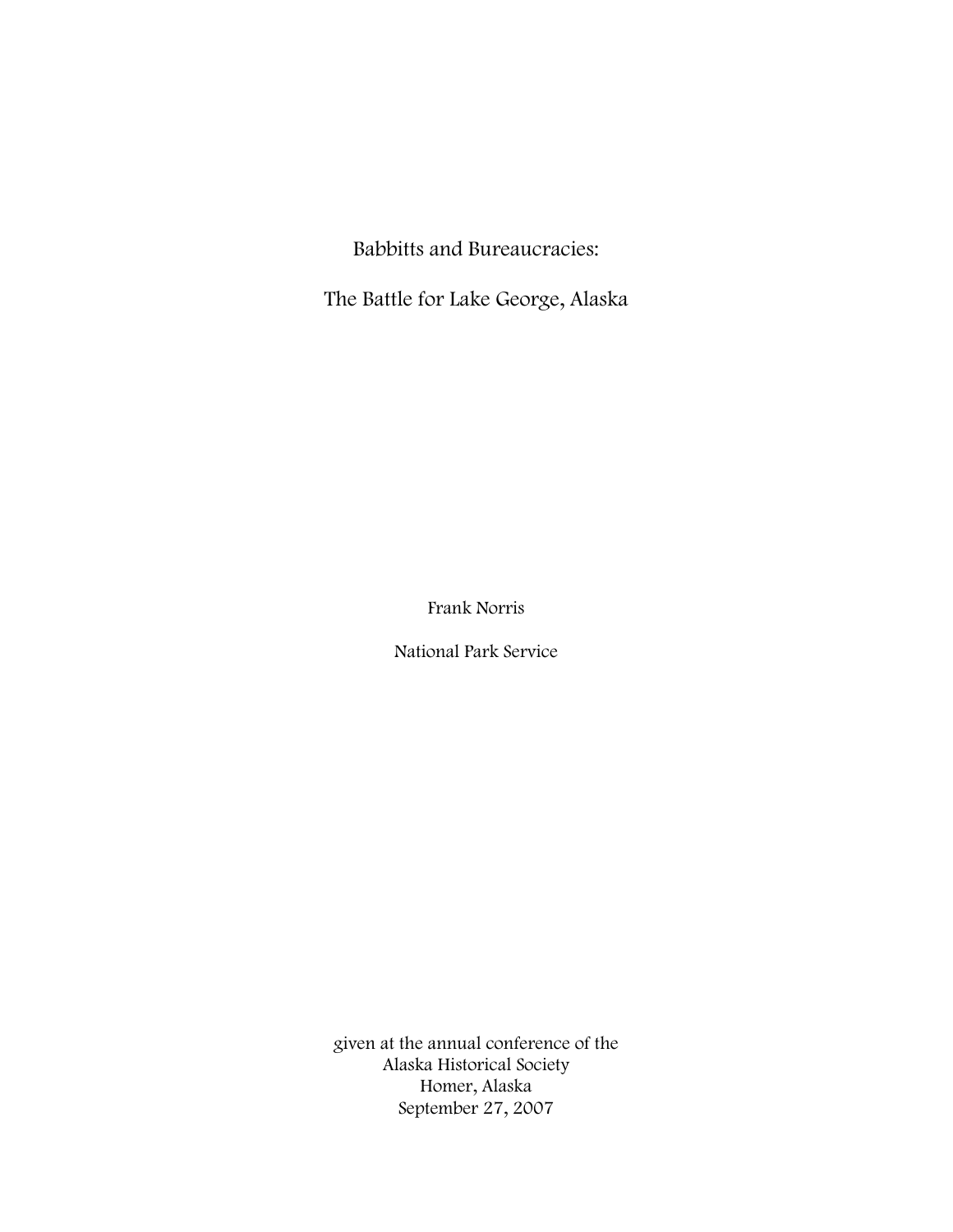# Babbitts and Bureaucracies:

# The Battle for Lake George, Alaska

Frank Norris

National Park Service

given at the annual conference of the
Alaska Historical Society
Homer, Alaska
September 27, 2007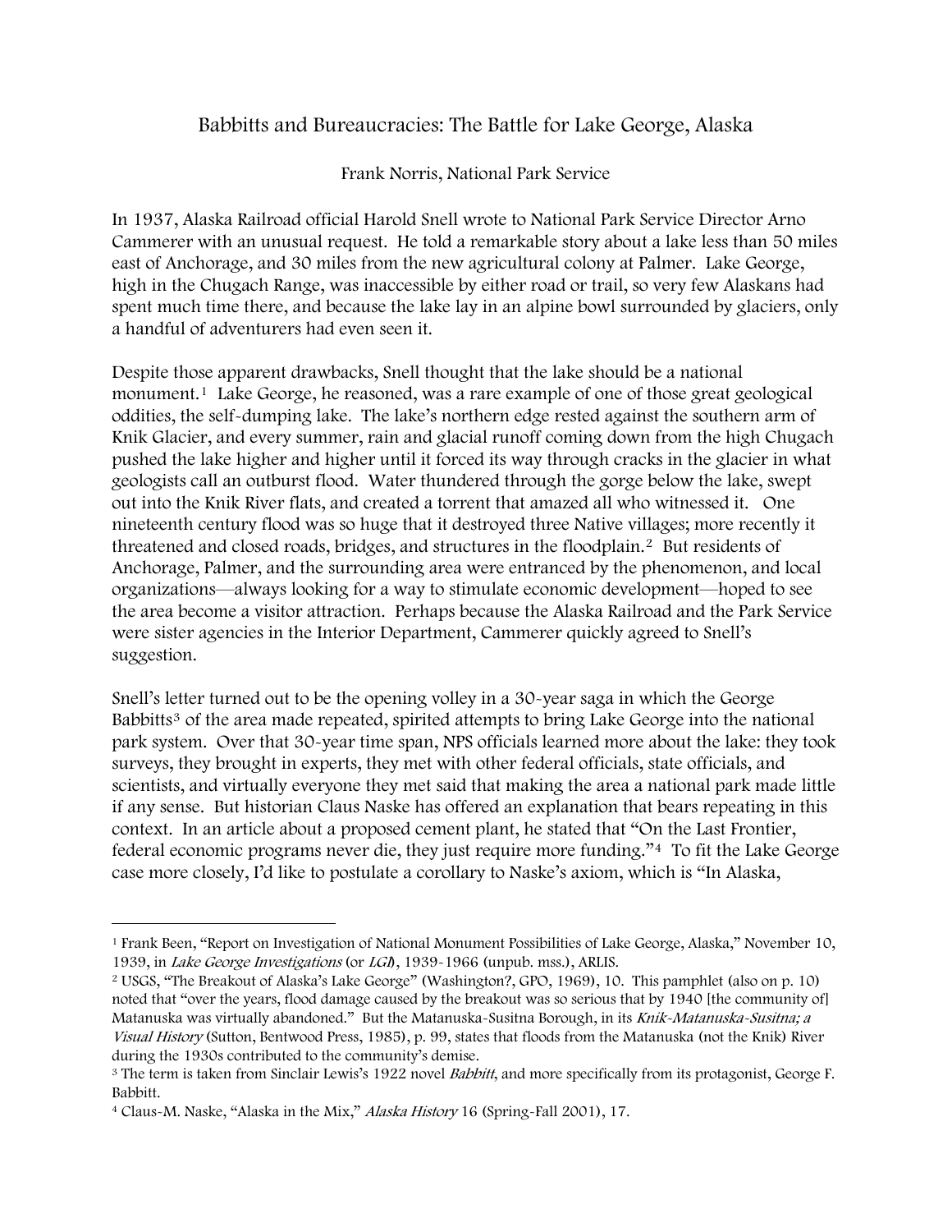# Babbitts and Bureaucracies: The Battle for Lake George, Alaska

Frank Norris, National Park Service

In 1937, Alaska Railroad official Harold Snell wrote to National Park Service Director Arno Cammerer with an unusual request. He told a remarkable story about a lake less than 50 miles east of Anchorage, and 30 miles from the new agricultural colony at Palmer. Lake George, high in the Chugach Range, was inaccessible by either road or trail, so very few Alaskans had spent much time there, and because the lake lay in an alpine bowl surrounded by glaciers, only a handful of adventurers had even seen it.

Despite those apparent drawbacks, Snell thought that the lake should be a national monument.[1] Lake George, he reasoned, was a rare example of one of those great geological oddities, the self-dumping lake. The lake's northern edge rested against the southern arm of Knik Glacier, and every summer, rain and glacial runoff coming down from the high Chugach pushed the lake higher and higher until it forced its way through cracks in the glacier in what geologists call an outburst flood. Water thundered through the gorge below the lake, swept out into the Knik River flats, and created a torrent that amazed all who witnessed it. One nineteenth century flood was so huge that it destroyed three Native villages; more recently it threatened and closed roads, bridges, and structures in the floodplain.[2] But residents of Anchorage, Palmer, and the surrounding area were entranced by the phenomenon, and local organizations—always looking for a way to stimulate economic development—hoped to see the area become a visitor attraction. Perhaps because the Alaska Railroad and the Park Service were sister agencies in the Interior Department, Cammerer quickly agreed to Snell's suggestion.

Snell's letter turned out to be the opening volley in a 30-year saga in which the George Babbitts[3] of the area made repeated, spirited attempts to bring Lake George into the national park system. Over that 30-year time span, NPS officials learned more about the lake: they took surveys, they brought in experts, they met with other federal officials, state officials, and scientists, and virtually everyone they met said that making the area a national park made little if any sense. But historian Claus Naske has offered an explanation that bears repeating in this context. In an article about a proposed cement plant, he stated that "On the Last Frontier, federal economic programs never die, they just require more funding."[4] To fit the Lake George case more closely, I'd like to postulate a corollary to Naske's axiom, which is "In Alaska,

---

[1] Frank Been, "Report on Investigation of National Monument Possibilities of Lake George, Alaska," November 10, 1939, in *Lake George Investigations* (or *LGI*), 1939-1966 (unpub. mss.), ARLIS.

[2] USGS, "The Breakout of Alaska's Lake George" (Washington?, GPO, 1969), 10. This pamphlet (also on p. 10) noted that "over the years, flood damage caused by the breakout was so serious that by 1940 [the community of] Matanuska was virtually abandoned." But the Matanuska-Susitna Borough, in its *Knik-Matanuska-Susitna; a Visual History* (Sutton, Bentwood Press, 1985), p. 99, states that floods from the Matanuska (not the Knik) River during the 1930s contributed to the community's demise.

[3] The term is taken from Sinclair Lewis's 1922 novel *Babbitt*, and more specifically from its protagonist, George F. Babbitt.

[4] Claus-M. Naske, "Alaska in the Mix," *Alaska History* 16 (Spring-Fall 2001), 17.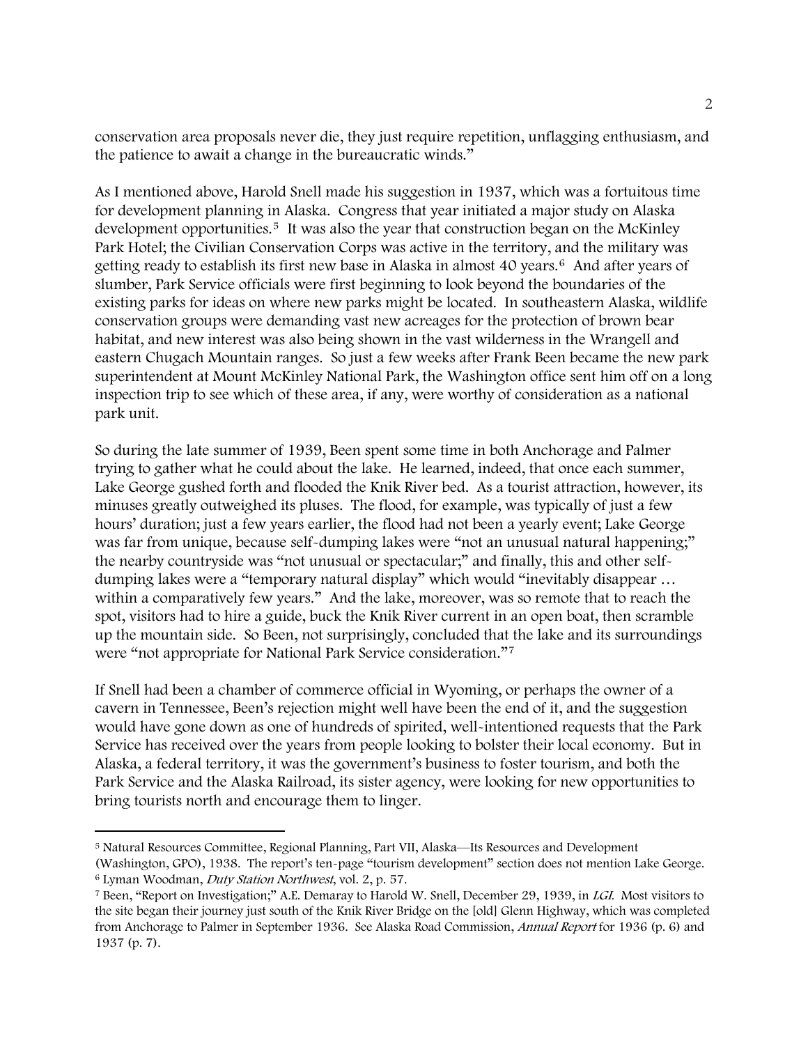conservation area proposals never die, they just require repetition, unflagging enthusiasm, and the patience to await a change in the bureaucratic winds."

As I mentioned above, Harold Snell made his suggestion in 1937, which was a fortuitous time for development planning in Alaska. Congress that year initiated a major study on Alaska development opportunities.[5] It was also the year that construction began on the McKinley Park Hotel; the Civilian Conservation Corps was active in the territory, and the military was getting ready to establish its first new base in Alaska in almost 40 years.[6] And after years of slumber, Park Service officials were first beginning to look beyond the boundaries of the existing parks for ideas on where new parks might be located. In southeastern Alaska, wildlife conservation groups were demanding vast new acreages for the protection of brown bear habitat, and new interest was also being shown in the vast wilderness in the Wrangell and eastern Chugach Mountain ranges. So just a few weeks after Frank Been became the new park superintendent at Mount McKinley National Park, the Washington office sent him off on a long inspection trip to see which of these area, if any, were worthy of consideration as a national park unit.

So during the late summer of 1939, Been spent some time in both Anchorage and Palmer trying to gather what he could about the lake. He learned, indeed, that once each summer, Lake George gushed forth and flooded the Knik River bed. As a tourist attraction, however, its minuses greatly outweighed its pluses. The flood, for example, was typically of just a few hours' duration; just a few years earlier, the flood had not been a yearly event; Lake George was far from unique, because self-dumping lakes were "not an unusual natural happening;" the nearby countryside was "not unusual or spectacular;" and finally, this and other self-dumping lakes were a "temporary natural display" which would "inevitably disappear … within a comparatively few years." And the lake, moreover, was so remote that to reach the spot, visitors had to hire a guide, buck the Knik River current in an open boat, then scramble up the mountain side. So Been, not surprisingly, concluded that the lake and its surroundings were "not appropriate for National Park Service consideration."[7]

If Snell had been a chamber of commerce official in Wyoming, or perhaps the owner of a cavern in Tennessee, Been's rejection might well have been the end of it, and the suggestion would have gone down as one of hundreds of spirited, well-intentioned requests that the Park Service has received over the years from people looking to bolster their local economy. But in Alaska, a federal territory, it was the government's business to foster tourism, and both the Park Service and the Alaska Railroad, its sister agency, were looking for new opportunities to bring tourists north and encourage them to linger.

---

[5] Natural Resources Committee, Regional Planning, Part VII, Alaska—Its Resources and Development (Washington, GPO), 1938. The report's ten-page "tourism development" section does not mention Lake George.

[6] Lyman Woodman, *Duty Station Northwest*, vol. 2, p. 57.

[7] Been, "Report on Investigation;" A.E. Demaray to Harold W. Snell, December 29, 1939, in *LGI*. Most visitors to the site began their journey just south of the Knik River Bridge on the [old] Glenn Highway, which was completed from Anchorage to Palmer in September 1936. See Alaska Road Commission, *Annual Report* for 1936 (p. 6) and 1937 (p. 7).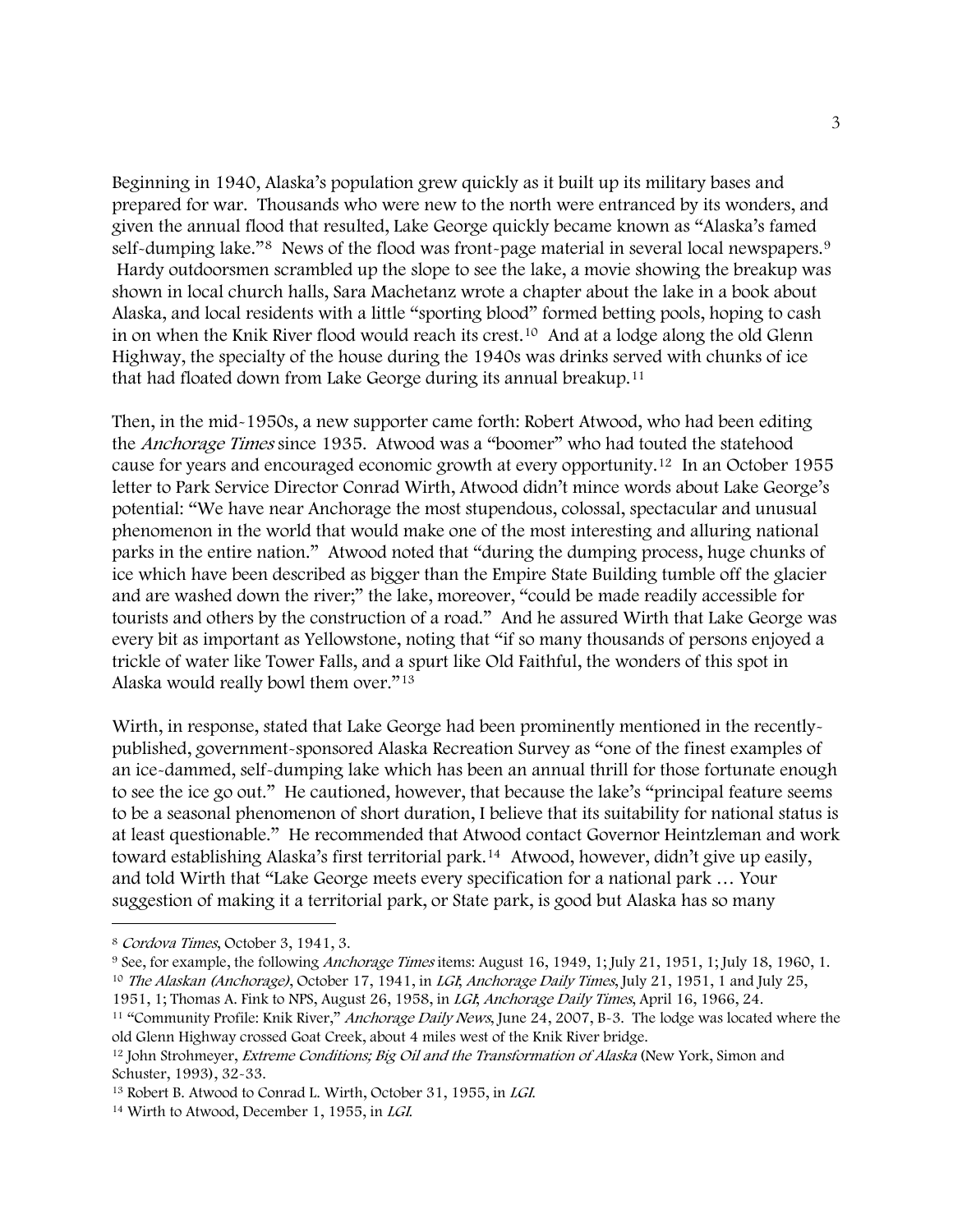Beginning in 1940, Alaska's population grew quickly as it built up its military bases and prepared for war. Thousands who were new to the north were entranced by its wonders, and given the annual flood that resulted, Lake George quickly became known as "Alaska's famed self-dumping lake."[8] News of the flood was front-page material in several local newspapers.[9] Hardy outdoorsmen scrambled up the slope to see the lake, a movie showing the breakup was shown in local church halls, Sara Machetanz wrote a chapter about the lake in a book about Alaska, and local residents with a little "sporting blood" formed betting pools, hoping to cash in on when the Knik River flood would reach its crest.[10] And at a lodge along the old Glenn Highway, the specialty of the house during the 1940s was drinks served with chunks of ice that had floated down from Lake George during its annual breakup.[11]

Then, in the mid-1950s, a new supporter came forth: Robert Atwood, who had been editing the *Anchorage Times* since 1935. Atwood was a "boomer" who had touted the statehood cause for years and encouraged economic growth at every opportunity.[12] In an October 1955 letter to Park Service Director Conrad Wirth, Atwood didn't mince words about Lake George's potential: "We have near Anchorage the most stupendous, colossal, spectacular and unusual phenomenon in the world that would make one of the most interesting and alluring national parks in the entire nation." Atwood noted that "during the dumping process, huge chunks of ice which have been described as bigger than the Empire State Building tumble off the glacier and are washed down the river;" the lake, moreover, "could be made readily accessible for tourists and others by the construction of a road." And he assured Wirth that Lake George was every bit as important as Yellowstone, noting that "if so many thousands of persons enjoyed a trickle of water like Tower Falls, and a spurt like Old Faithful, the wonders of this spot in Alaska would really bowl them over."[13]

Wirth, in response, stated that Lake George had been prominently mentioned in the recently-published, government-sponsored Alaska Recreation Survey as "one of the finest examples of an ice-dammed, self-dumping lake which has been an annual thrill for those fortunate enough to see the ice go out." He cautioned, however, that because the lake's "principal feature seems to be a seasonal phenomenon of short duration, I believe that its suitability for national status is at least questionable." He recommended that Atwood contact Governor Heintzleman and work toward establishing Alaska's first territorial park.[14] Atwood, however, didn't give up easily, and told Wirth that "Lake George meets every specification for a national park … Your suggestion of making it a territorial park, or State park, is good but Alaska has so many

---

[8] *Cordova Times*, October 3, 1941, 3.

[9] See, for example, the following *Anchorage Times* items: August 16, 1949, 1; July 21, 1951, 1; July 18, 1960, 1.

[10] *The Alaskan (Anchorage)*, October 17, 1941, in *LGI*; *Anchorage Daily Times*, July 21, 1951, 1 and July 25, 1951, 1; Thomas A. Fink to NPS, August 26, 1958, in *LGI*; *Anchorage Daily Times*, April 16, 1966, 24.

[11] "Community Profile: Knik River," *Anchorage Daily News*, June 24, 2007, B-3. The lodge was located where the old Glenn Highway crossed Goat Creek, about 4 miles west of the Knik River bridge.

[12] John Strohmeyer, *Extreme Conditions; Big Oil and the Transformation of Alaska* (New York, Simon and Schuster, 1993), 32-33.

[13] Robert B. Atwood to Conrad L. Wirth, October 31, 1955, in *LGI*.

[14] Wirth to Atwood, December 1, 1955, in *LGI*.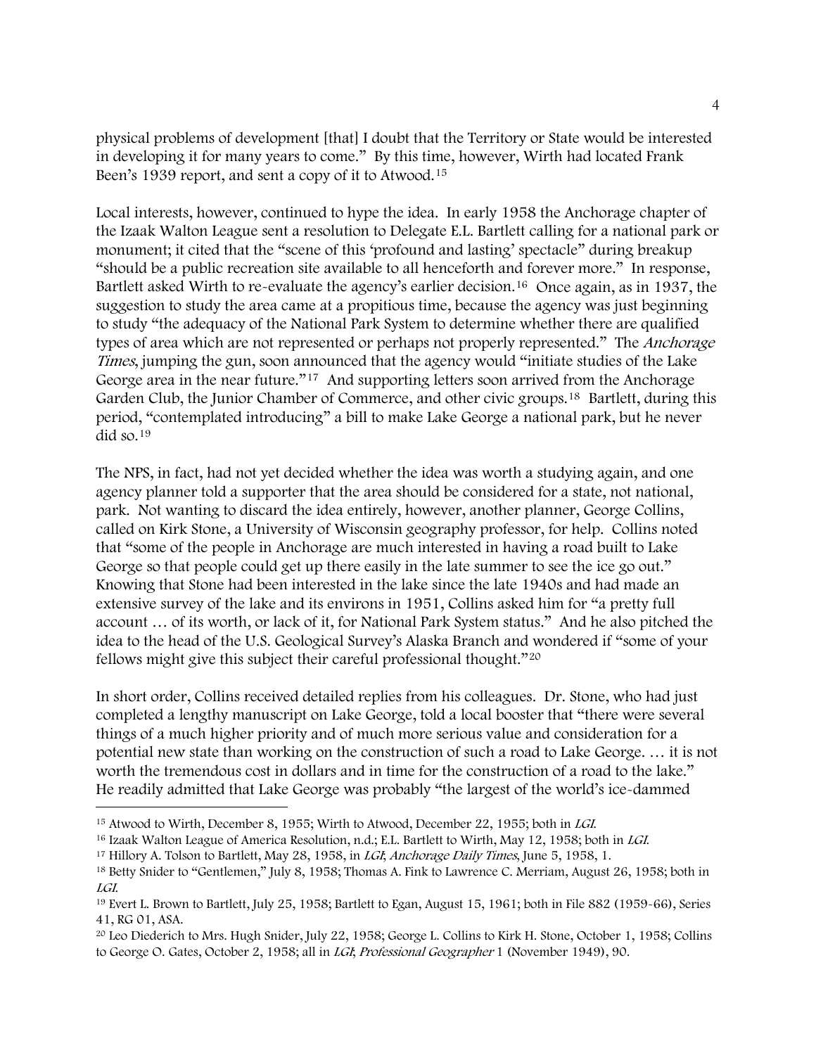physical problems of development [that] I doubt that the Territory or State would be interested in developing it for many years to come." By this time, however, Wirth had located Frank Been's 1939 report, and sent a copy of it to Atwood.[15]

Local interests, however, continued to hype the idea. In early 1958 the Anchorage chapter of the Izaak Walton League sent a resolution to Delegate E.L. Bartlett calling for a national park or monument; it cited that the "scene of this 'profound and lasting' spectacle" during breakup "should be a public recreation site available to all henceforth and forever more." In response, Bartlett asked Wirth to re-evaluate the agency's earlier decision.[16] Once again, as in 1937, the suggestion to study the area came at a propitious time, because the agency was just beginning to study "the adequacy of the National Park System to determine whether there are qualified types of area which are not represented or perhaps not properly represented." The *Anchorage Times*, jumping the gun, soon announced that the agency would "initiate studies of the Lake George area in the near future."[17] And supporting letters soon arrived from the Anchorage Garden Club, the Junior Chamber of Commerce, and other civic groups.[18] Bartlett, during this period, "contemplated introducing" a bill to make Lake George a national park, but he never did so.[19]

The NPS, in fact, had not yet decided whether the idea was worth a studying again, and one agency planner told a supporter that the area should be considered for a state, not national, park. Not wanting to discard the idea entirely, however, another planner, George Collins, called on Kirk Stone, a University of Wisconsin geography professor, for help. Collins noted that "some of the people in Anchorage are much interested in having a road built to Lake George so that people could get up there easily in the late summer to see the ice go out." Knowing that Stone had been interested in the lake since the late 1940s and had made an extensive survey of the lake and its environs in 1951, Collins asked him for "a pretty full account … of its worth, or lack of it, for National Park System status." And he also pitched the idea to the head of the U.S. Geological Survey's Alaska Branch and wondered if "some of your fellows might give this subject their careful professional thought."[20]

In short order, Collins received detailed replies from his colleagues. Dr. Stone, who had just completed a lengthy manuscript on Lake George, told a local booster that "there were several things of a much higher priority and of much more serious value and consideration for a potential new state than working on the construction of such a road to Lake George. … it is not worth the tremendous cost in dollars and in time for the construction of a road to the lake." He readily admitted that Lake George was probably "the largest of the world's ice-dammed

---

[15] Atwood to Wirth, December 8, 1955; Wirth to Atwood, December 22, 1955; both in *LGI*.

[16] Izaak Walton League of America Resolution, n.d.; E.L. Bartlett to Wirth, May 12, 1958; both in *LGI*.

[17] Hillory A. Tolson to Bartlett, May 28, 1958, in *LGI*; *Anchorage Daily Times*, June 5, 1958, 1.

[18] Betty Snider to "Gentlemen," July 8, 1958; Thomas A. Fink to Lawrence C. Merriam, August 26, 1958; both in *LGI*.

[19] Evert L. Brown to Bartlett, July 25, 1958; Bartlett to Egan, August 15, 1961; both in File 882 (1959-66), Series 41, RG 01, ASA.

[20] Leo Diederich to Mrs. Hugh Snider, July 22, 1958; George L. Collins to Kirk H. Stone, October 1, 1958; Collins to George O. Gates, October 2, 1958; all in *LGI*; *Professional Geographer* 1 (November 1949), 90.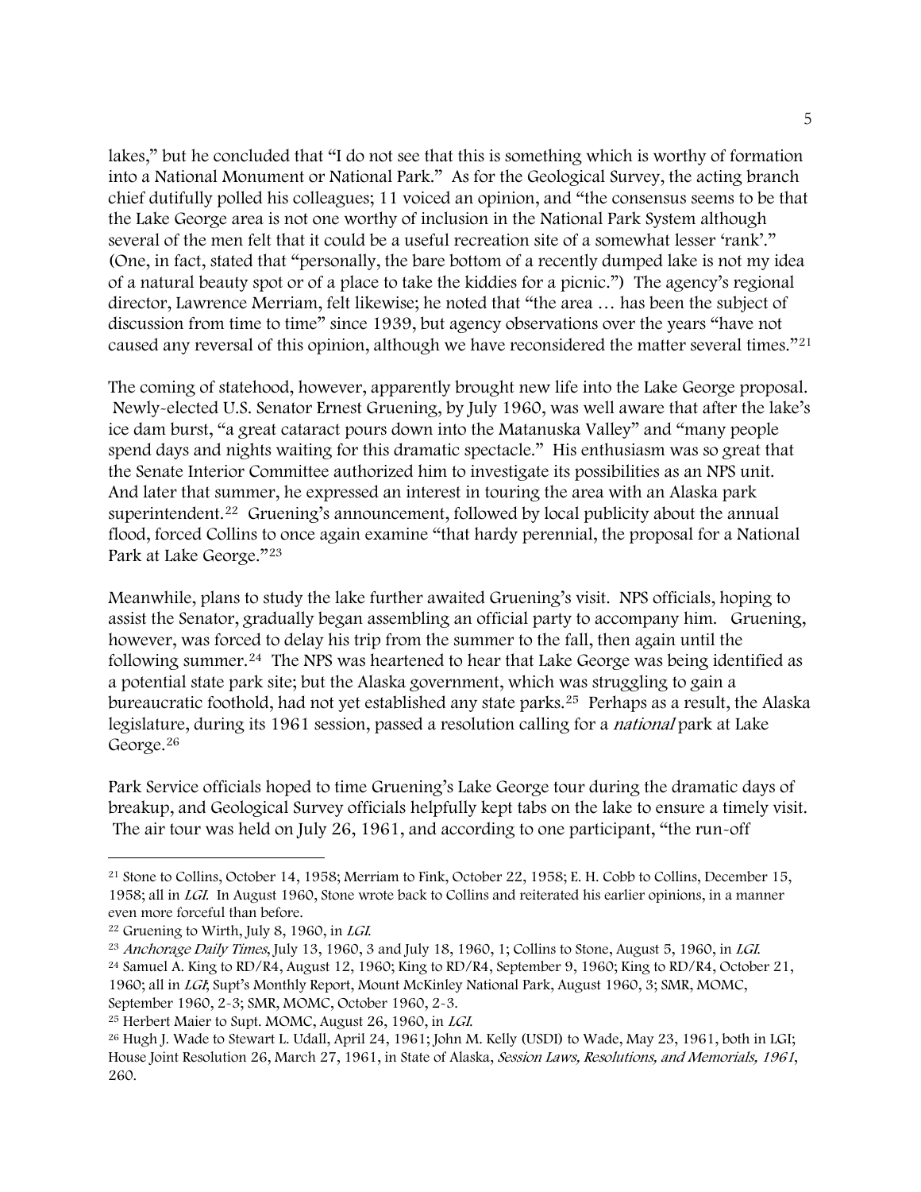lakes," but he concluded that "I do not see that this is something which is worthy of formation into a National Monument or National Park." As for the Geological Survey, the acting branch chief dutifully polled his colleagues; 11 voiced an opinion, and "the consensus seems to be that the Lake George area is not one worthy of inclusion in the National Park System although several of the men felt that it could be a useful recreation site of a somewhat lesser 'rank'." (One, in fact, stated that "personally, the bare bottom of a recently dumped lake is not my idea of a natural beauty spot or of a place to take the kiddies for a picnic.") The agency's regional director, Lawrence Merriam, felt likewise; he noted that "the area … has been the subject of discussion from time to time" since 1939, but agency observations over the years "have not caused any reversal of this opinion, although we have reconsidered the matter several times."[21]

The coming of statehood, however, apparently brought new life into the Lake George proposal. Newly-elected U.S. Senator Ernest Gruening, by July 1960, was well aware that after the lake's ice dam burst, "a great cataract pours down into the Matanuska Valley" and "many people spend days and nights waiting for this dramatic spectacle." His enthusiasm was so great that the Senate Interior Committee authorized him to investigate its possibilities as an NPS unit. And later that summer, he expressed an interest in touring the area with an Alaska park superintendent.[22] Gruening's announcement, followed by local publicity about the annual flood, forced Collins to once again examine "that hardy perennial, the proposal for a National Park at Lake George."[23]

Meanwhile, plans to study the lake further awaited Gruening's visit. NPS officials, hoping to assist the Senator, gradually began assembling an official party to accompany him. Gruening, however, was forced to delay his trip from the summer to the fall, then again until the following summer.[24] The NPS was heartened to hear that Lake George was being identified as a potential state park site; but the Alaska government, which was struggling to gain a bureaucratic foothold, had not yet established any state parks.[25] Perhaps as a result, the Alaska legislature, during its 1961 session, passed a resolution calling for a *national* park at Lake George.[26]

Park Service officials hoped to time Gruening's Lake George tour during the dramatic days of breakup, and Geological Survey officials helpfully kept tabs on the lake to ensure a timely visit. The air tour was held on July 26, 1961, and according to one participant, "the run-off

---

[21] Stone to Collins, October 14, 1958; Merriam to Fink, October 22, 1958; E. H. Cobb to Collins, December 15, 1958; all in *LGI*. In August 1960, Stone wrote back to Collins and reiterated his earlier opinions, in a manner even more forceful than before.

[22] Gruening to Wirth, July 8, 1960, in *LGI*.

[23] *Anchorage Daily Times*, July 13, 1960, 3 and July 18, 1960, 1; Collins to Stone, August 5, 1960, in *LGI*.

[24] Samuel A. King to RD/R4, August 12, 1960; King to RD/R4, September 9, 1960; King to RD/R4, October 21, 1960; all in *LGI*; Supt's Monthly Report, Mount McKinley National Park, August 1960, 3; SMR, MOMC, September 1960, 2-3; SMR, MOMC, October 1960, 2-3.

[25] Herbert Maier to Supt. MOMC, August 26, 1960, in *LGI*.

[26] Hugh J. Wade to Stewart L. Udall, April 24, 1961; John M. Kelly (USDI) to Wade, May 23, 1961, both in LGI; House Joint Resolution 26, March 27, 1961, in State of Alaska, *Session Laws, Resolutions, and Memorials, 1961*, 260.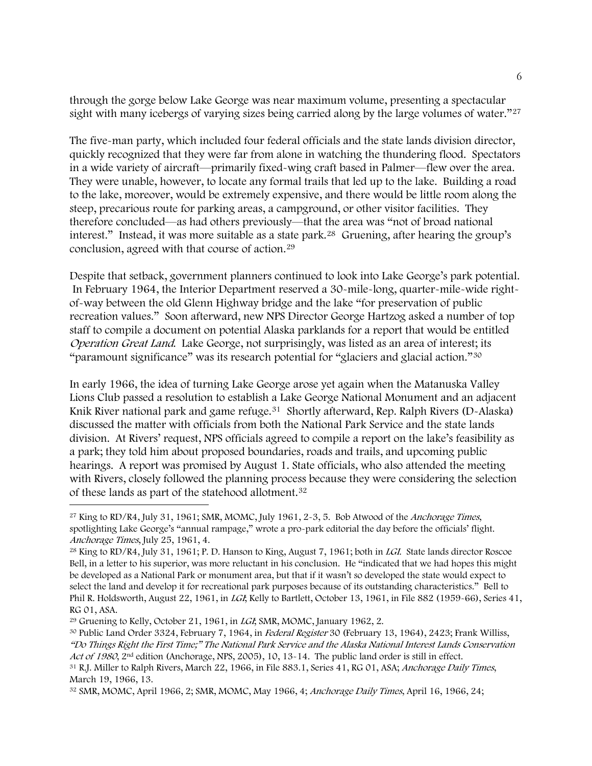through the gorge below Lake George was near maximum volume, presenting a spectacular sight with many icebergs of varying sizes being carried along by the large volumes of water."[27]

The five-man party, which included four federal officials and the state lands division director, quickly recognized that they were far from alone in watching the thundering flood. Spectators in a wide variety of aircraft—primarily fixed-wing craft based in Palmer—flew over the area. They were unable, however, to locate any formal trails that led up to the lake. Building a road to the lake, moreover, would be extremely expensive, and there would be little room along the steep, precarious route for parking areas, a campground, or other visitor facilities. They therefore concluded—as had others previously—that the area was "not of broad national interest." Instead, it was more suitable as a state park.[28] Gruening, after hearing the group's conclusion, agreed with that course of action.[29]

Despite that setback, government planners continued to look into Lake George's park potential. In February 1964, the Interior Department reserved a 30-mile-long, quarter-mile-wide right-of-way between the old Glenn Highway bridge and the lake "for preservation of public recreation values." Soon afterward, new NPS Director George Hartzog asked a number of top staff to compile a document on potential Alaska parklands for a report that would be entitled *Operation Great Land*. Lake George, not surprisingly, was listed as an area of interest; its "paramount significance" was its research potential for "glaciers and glacial action."[30]

In early 1966, the idea of turning Lake George arose yet again when the Matanuska Valley Lions Club passed a resolution to establish a Lake George National Monument and an adjacent Knik River national park and game refuge.[31] Shortly afterward, Rep. Ralph Rivers (D-Alaska) discussed the matter with officials from both the National Park Service and the state lands division. At Rivers' request, NPS officials agreed to compile a report on the lake's feasibility as a park; they told him about proposed boundaries, roads and trails, and upcoming public hearings. A report was promised by August 1. State officials, who also attended the meeting with Rivers, closely followed the planning process because they were considering the selection of these lands as part of the statehood allotment.[32]

---

[27] King to RD/R4, July 31, 1961; SMR, MOMC, July 1961, 2-3, 5. Bob Atwood of the *Anchorage Times*, spotlighting Lake George's "annual rampage," wrote a pro-park editorial the day before the officials' flight. *Anchorage Times*, July 25, 1961, 4.

[28] King to RD/R4, July 31, 1961; P. D. Hanson to King, August 7, 1961; both in *LGI*. State lands director Roscoe Bell, in a letter to his superior, was more reluctant in his conclusion. He "indicated that we had hopes this might be developed as a National Park or monument area, but that if it wasn't so developed the state would expect to select the land and develop it for recreational park purposes because of its outstanding characteristics." Bell to Phil R. Holdsworth, August 22, 1961, in *LGI*; Kelly to Bartlett, October 13, 1961, in File 882 (1959-66), Series 41, RG 01, ASA.

[29] Gruening to Kelly, October 21, 1961, in *LGI*; SMR, MOMC, January 1962, 2.

[30] Public Land Order 3324, February 7, 1964, in *Federal Register* 30 (February 13, 1964), 2423; Frank Williss, *"Do Things Right the First Time;" The National Park Service and the Alaska National Interest Lands Conservation Act of 1980*, 2nd edition (Anchorage, NPS, 2005), 10, 13-14. The public land order is still in effect.

[31] R.J. Miller to Ralph Rivers, March 22, 1966, in File 883.1, Series 41, RG 01, ASA; *Anchorage Daily Times*, March 19, 1966, 13.

[32] SMR, MOMC, April 1966, 2; SMR, MOMC, May 1966, 4; *Anchorage Daily Times*, April 16, 1966, 24;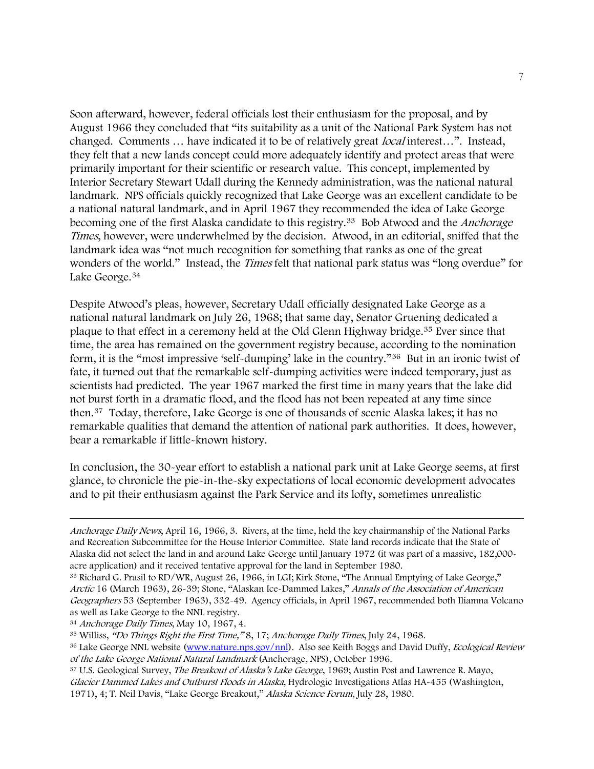Soon afterward, however, federal officials lost their enthusiasm for the proposal, and by August 1966 they concluded that "its suitability as a unit of the National Park System has not changed. Comments … have indicated it to be of relatively great *local* interest…". Instead, they felt that a new lands concept could more adequately identify and protect areas that were primarily important for their scientific or research value. This concept, implemented by Interior Secretary Stewart Udall during the Kennedy administration, was the national natural landmark. NPS officials quickly recognized that Lake George was an excellent candidate to be a national natural landmark, and in April 1967 they recommended the idea of Lake George becoming one of the first Alaska candidate to this registry.[33] Bob Atwood and the *Anchorage Times*, however, were underwhelmed by the decision. Atwood, in an editorial, sniffed that the landmark idea was "not much recognition for something that ranks as one of the great wonders of the world." Instead, the *Times* felt that national park status was "long overdue" for Lake George.[34]

Despite Atwood's pleas, however, Secretary Udall officially designated Lake George as a national natural landmark on July 26, 1968; that same day, Senator Gruening dedicated a plaque to that effect in a ceremony held at the Old Glenn Highway bridge.[35] Ever since that time, the area has remained on the government registry because, according to the nomination form, it is the "most impressive 'self-dumping' lake in the country."[36] But in an ironic twist of fate, it turned out that the remarkable self-dumping activities were indeed temporary, just as scientists had predicted. The year 1967 marked the first time in many years that the lake did not burst forth in a dramatic flood, and the flood has not been repeated at any time since then.[37] Today, therefore, Lake George is one of thousands of scenic Alaska lakes; it has no remarkable qualities that demand the attention of national park authorities. It does, however, bear a remarkable if little-known history.

In conclusion, the 30-year effort to establish a national park unit at Lake George seems, at first glance, to chronicle the pie-in-the-sky expectations of local economic development advocates and to pit their enthusiasm against the Park Service and its lofty, sometimes unrealistic

---

*Anchorage Daily News*, April 16, 1966, 3. Rivers, at the time, held the key chairmanship of the National Parks and Recreation Subcommittee for the House Interior Committee. State land records indicate that the State of Alaska did not select the land in and around Lake George until January 1972 (it was part of a massive, 182,000-acre application) and it received tentative approval for the land in September 1980.

[33] Richard G. Prasil to RD/WR, August 26, 1966, in LGI; Kirk Stone, "The Annual Emptying of Lake George," *Arctic* 16 (March 1963), 26-39; Stone, "Alaskan Ice-Dammed Lakes," *Annals of the Association of American Geographers* 53 (September 1963), 332-49. Agency officials, in April 1967, recommended both Iliamna Volcano as well as Lake George to the NNL registry.

[34] *Anchorage Daily Times*, May 10, 1967, 4.

[35] Williss, *"Do Things Right the First Time,"* 8, 17; *Anchorage Daily Times*, July 24, 1968.

[36] Lake George NNL website (www.nature.nps.gov/nnl). Also see Keith Boggs and David Duffy, *Ecological Review of the Lake George National Natural Landmark* (Anchorage, NPS), October 1996.

[37] U.S. Geological Survey, *The Breakout of Alaska's Lake George*, 1969; Austin Post and Lawrence R. Mayo, *Glacier Dammed Lakes and Outburst Floods in Alaska*, Hydrologic Investigations Atlas HA-455 (Washington, 1971), 4; T. Neil Davis, "Lake George Breakout," *Alaska Science Forum*, July 28, 1980.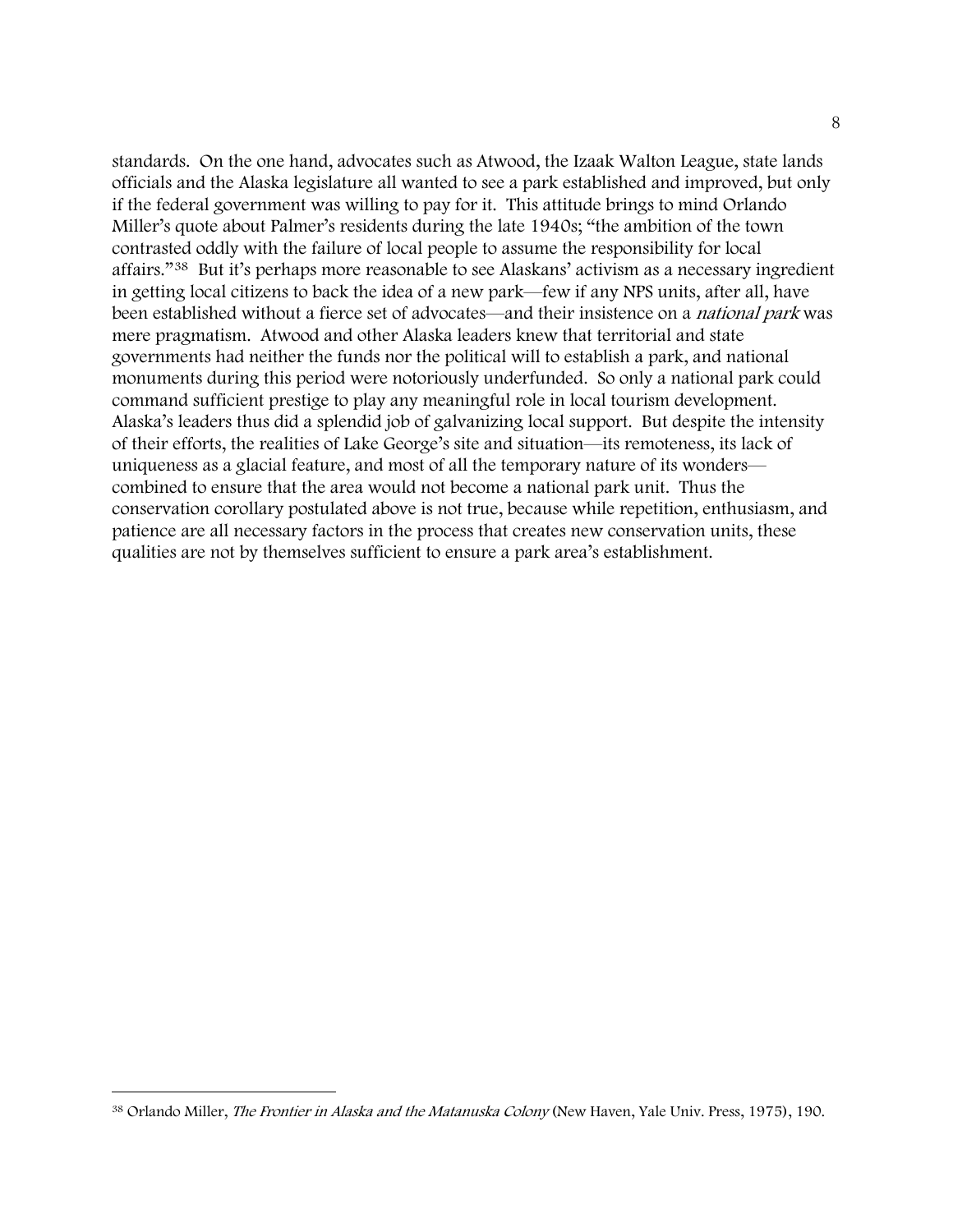standards. On the one hand, advocates such as Atwood, the Izaak Walton League, state lands officials and the Alaska legislature all wanted to see a park established and improved, but only if the federal government was willing to pay for it. This attitude brings to mind Orlando Miller's quote about Palmer's residents during the late 1940s; "the ambition of the town contrasted oddly with the failure of local people to assume the responsibility for local affairs."[38] But it's perhaps more reasonable to see Alaskans' activism as a necessary ingredient in getting local citizens to back the idea of a new park—few if any NPS units, after all, have been established without a fierce set of advocates—and their insistence on a *national park* was mere pragmatism. Atwood and other Alaska leaders knew that territorial and state governments had neither the funds nor the political will to establish a park, and national monuments during this period were notoriously underfunded. So only a national park could command sufficient prestige to play any meaningful role in local tourism development. Alaska's leaders thus did a splendid job of galvanizing local support. But despite the intensity of their efforts, the realities of Lake George's site and situation—its remoteness, its lack of uniqueness as a glacial feature, and most of all the temporary nature of its wonders—combined to ensure that the area would not become a national park unit. Thus the conservation corollary postulated above is not true, because while repetition, enthusiasm, and patience are all necessary factors in the process that creates new conservation units, these qualities are not by themselves sufficient to ensure a park area's establishment.

---

[38] Orlando Miller, *The Frontier in Alaska and the Matanuska Colony* (New Haven, Yale Univ. Press, 1975), 190.